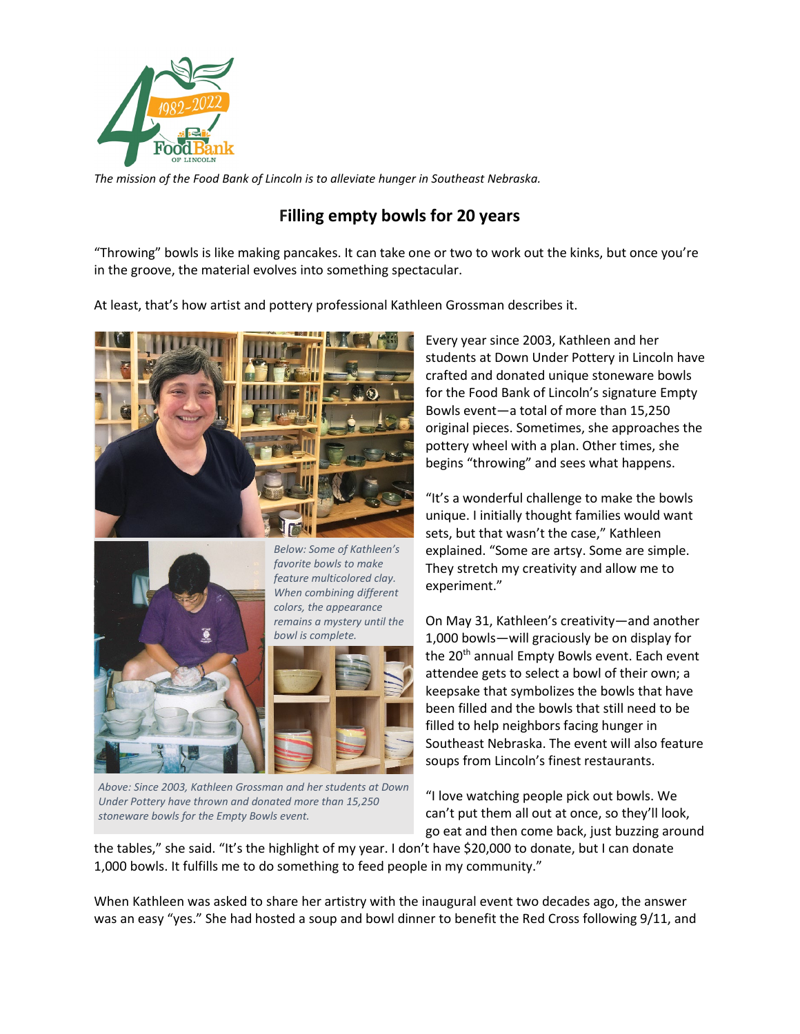*The mission of the Food Bank of Lincoln is to alleviate hunger in Southeast Nebraska.*

## Filling empty bowls for 20 years

"Throwing" bowls is like making pancakes. It can take one or two to work out the kinks, but once you're in the groove, the material evolves into something spectacular.

At least, that's how artist and pottery professional Kathleen Grossman describes it.

Every year since 2003, Kathleen and her students at Down Under Pottery in Lincoln have crafted and donated unique stoneware bowls for the Food Bank of Lincoln's signature Empty Bowls event—a total of more than 15,250 original pieces. Sometimes, she approaches the pottery wheel with a plan. Other times, she begins "throwing" and sees what happens.

*Below: Some of Kathleen's favorite bowls to make feature multicolored clay. When combining different colors, the appearance remains a mystery until the bowl is complete.*

*Above: Since 2003, Kathleen Grossman and her students at Down Under Pottery have thrown and donated more than 15,250 stoneware bowls for the Empty Bowls event.*

"It's a wonderful challenge to make the bowls unique. I initially thought families would want sets, but that wasn't the case," Kathleen explained. "Some are artsy. Some are simple. They stretch my creativity and allow me to experiment."

On May 31, Kathleen's creativity—and another 1,000 bowls—will graciously be on display for the 20th annual Empty Bowls event. Each event attendee gets to select a bowl of their own; a keepsake that symbolizes the bowls that have been filled and the bowls that still need to be filled to help neighbors facing hunger in Southeast Nebraska. The event will also feature soups from Lincoln's finest restaurants.

"I love watching people pick out bowls. We can't put them all out at once, so they'll look, go eat and then come back, just buzzing around the tables," she said. "It's the highlight of my year. I don't have $20,000 to donate, but I can donate 1,000 bowls. It fulfills me to do something to feed people in my community."

When Kathleen was asked to share her artistry with the inaugural event two decades ago, the answer was an easy "yes." She had hosted a soup and bowl dinner to benefit the Red Cross following 9/11, and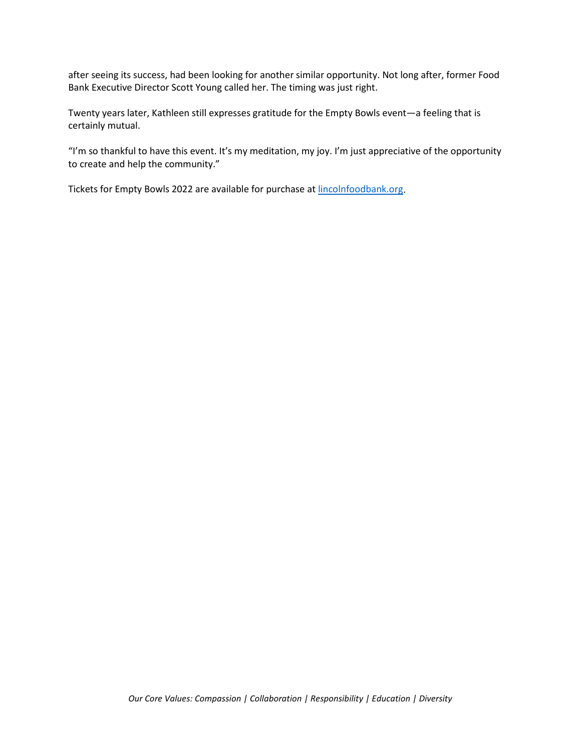after seeing its success, had been looking for another similar opportunity. Not long after, former Food Bank Executive Director Scott Young called her. The timing was just right.

Twenty years later, Kathleen still expresses gratitude for the Empty Bowls event—a feeling that is certainly mutual.

"I'm so thankful to have this event. It's my meditation, my joy. I'm just appreciative of the opportunity to create and help the community."

Tickets for Empty Bowls 2022 are available for purchase at [lincolnfoodbank.org](lincolnfoodbank.org).

*Our Core Values: Compassion | Collaboration | Responsibility | Education | Diversity*